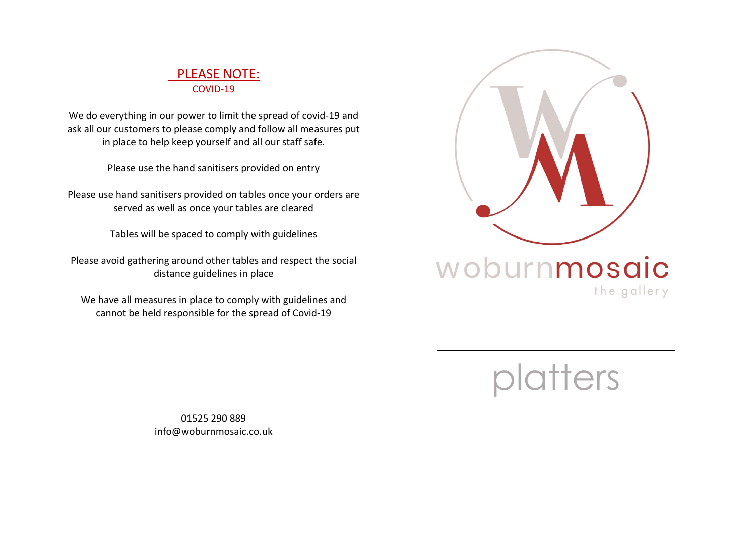## PLEASE NOTE:

COVID-19

We do everything in our power to limit the spread of covid-19 and ask all our customers to please comply and follow all measures put in place to help keep yourself and all our staff safe.

Please use the hand sanitisers provided on entry

Please use hand sanitisers provided on tables once your orders are served as well as once your tables are cleared

Tables will be spaced to comply with guidelines

Please avoid gathering around other tables and respect the social distance guidelines in place

We have all measures in place to comply with guidelines and cannot be held responsible for the spread of Covid-19

01525 290 889
info@woburnmosaic.co.uk

woburnmosaic

the gallery

# platters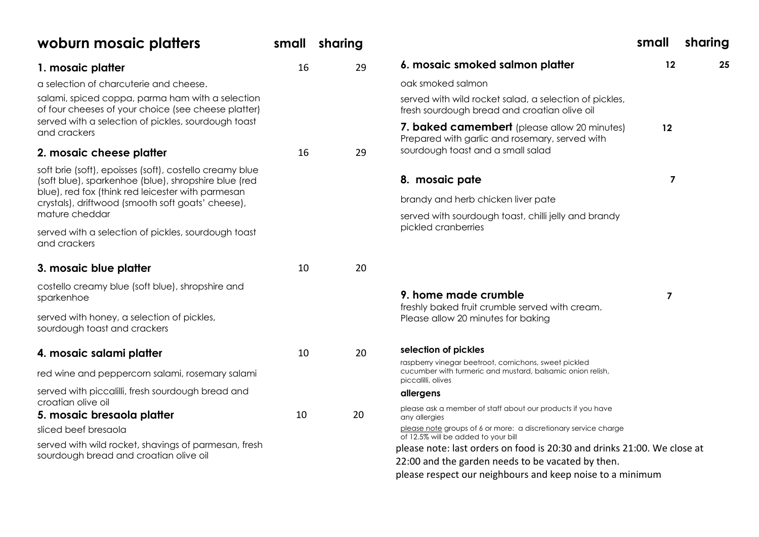## woburn mosaic platters

| | small | sharing |
|---|---|---|
| **1. mosaic platter** | 16 | 29 |

a selection of charcuterie and cheese.

salami, spiced coppa, parma ham with a selection of four cheeses of your choice (see cheese platter) served with a selection of pickles, sourdough toast and crackers

| | small | sharing |
|---|---|---|
| **2. mosaic cheese platter** | 16 | 29 |

soft brie (soft), epoisses (soft), costello creamy blue (soft blue), sparkenhoe (blue), shropshire blue (red blue), red fox (think red leicester with parmesan crystals), driftwood (smooth soft goats' cheese), mature cheddar

served with a selection of pickles, sourdough toast and crackers

| | small | sharing |
|---|---|---|
| **3. mosaic blue platter** | 10 | 20 |

costello creamy blue (soft blue), shropshire and sparkenhoe

served with honey, a selection of pickles, sourdough toast and crackers

| | small | sharing |
|---|---|---|
| **4. mosaic salami platter** | 10 | 20 |

red wine and peppercorn salami, rosemary salami

served with piccalilli, fresh sourdough bread and croatian olive oil

| | small | sharing |
|---|---|---|
| **5. mosaic bresaola platter** | 10 | 20 |

sliced beef bresaola

served with wild rocket, shavings of parmesan, fresh sourdough bread and croatian olive oil

| | small | sharing |
|---|---|---|
| **6. mosaic smoked salmon platter** | 12 | 25 |

oak smoked salmon

served with wild rocket salad, a selection of pickles, fresh sourdough bread and croatian olive oil

| | small | sharing |
|---|---|---|
| **7. baked camembert** (please allow 20 minutes) | 12 | |

Prepared with garlic and rosemary, served with sourdough toast and a small salad

| | small | sharing |
|---|---|---|
| **8. mosaic pate** | 7 | |

brandy and herb chicken liver pate

served with sourdough toast, chilli jelly and brandy pickled cranberries

| | small | sharing |
|---|---|---|
| **9. home made crumble** | 7 | |

freshly baked fruit crumble served with cream. Please allow 20 minutes for baking

**selection of pickles**

raspberry vinegar beetroot, cornichons, sweet pickled cucumber with turmeric and mustard, balsamic onion relish, piccalilli, olives

**allergens**

please ask a member of staff about our products if you have any allergies

please note groups of 6 or more: a discretionary service charge of 12.5% will be added to your bill

please note: last orders on food is 20:30 and drinks 21:00. We close at 22:00 and the garden needs to be vacated by then.

please respect our neighbours and keep noise to a minimum